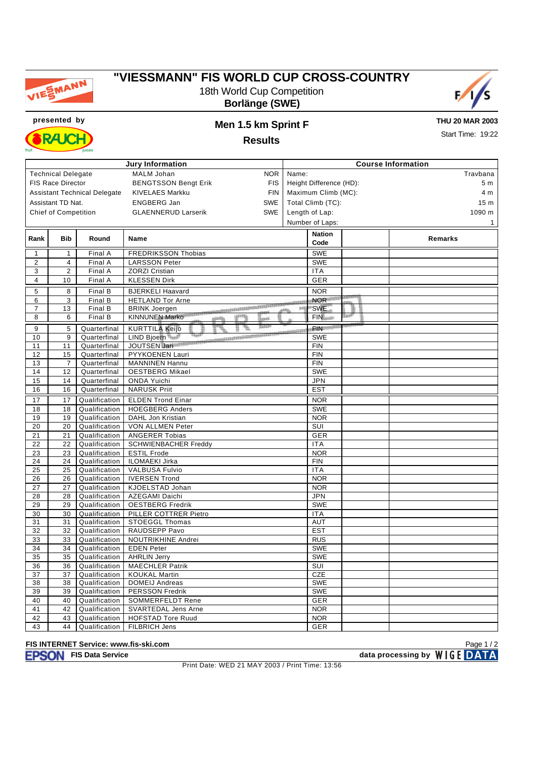# "VIESSMANN" FIS WORLD CUP CROSS-COUNTRY

18th World Cup Competition

**Borlänge (SWE)**

presented by

## Men 1.5 km Sprint F

## Results

**THU 20 MAR 2003**

Start Time: 19:22

| Jury Information | | |
|---|---|---|
| Technical Delegate | MALM Johan | NOR |
| FIS Race Director | BENGTSSON Bengt Erik | FIS |
| Assistant Technical Delegate | KIVELAES Markku | FIN |
| Assistant TD Nat. | ENGBERG Jan | SWE |
| Chief of Competition | GLAENNERUD Larserik | SWE |

| Course Information | |
|---|---|
| Name: | Travbana |
| Height Difference (HD): | 5 m |
| Maximum Climb (MC): | 4 m |
| Total Climb (TC): | 15 m |
| Length of Lap: | 1090 m |
| Number of Laps: | 1 |

| Rank | Bib | Round | Name | Nation Code | | Remarks |
|---|---|---|---|---|---|---|
| 1 | 1 | Final A | FREDRIKSSON Thobias | SWE | | |
| 2 | 4 | Final A | LARSSON Peter | SWE | | |
| 3 | 2 | Final A | ZORZI Cristian | ITA | | |
| 4 | 10 | Final A | KLESSEN Dirk | GER | | |
| 5 | 8 | Final B | BJERKELI Haavard | NOR | | |
| 6 | 3 | Final B | HETLAND Tor Arne | NOR | | |
| 7 | 13 | Final B | BRINK Joergen | SWE | | |
| 8 | 6 | Final B | KINNUNEN Marko | FIN | | |
| 9 | 5 | Quarterfinal | KURTTILA Keijo | FIN | | |
| 10 | 9 | Quarterfinal | LIND Bjoern | SWE | | |
| 11 | 11 | Quarterfinal | JOUTSEN Jari | FIN | | |
| 12 | 15 | Quarterfinal | PYYKOENEN Lauri | FIN | | |
| 13 | 7 | Quarterfinal | MANNINEN Hannu | FIN | | |
| 14 | 12 | Quarterfinal | OESTBERG Mikael | SWE | | |
| 15 | 14 | Quarterfinal | ONDA Yuichi | JPN | | |
| 16 | 16 | Quarterfinal | NARUSK Priit | EST | | |
| 17 | 17 | Qualification | ELDEN Trond Einar | NOR | | |
| 18 | 18 | Qualification | HOEGBERG Anders | SWE | | |
| 19 | 19 | Qualification | DAHL Jon Kristian | NOR | | |
| 20 | 20 | Qualification | VON ALLMEN Peter | SUI | | |
| 21 | 21 | Qualification | ANGERER Tobias | GER | | |
| 22 | 22 | Qualification | SCHWIENBACHER Freddy | ITA | | |
| 23 | 23 | Qualification | ESTIL Frode | NOR | | |
| 24 | 24 | Qualification | ILOMAEKI Jirka | FIN | | |
| 25 | 25 | Qualification | VALBUSA Fulvio | ITA | | |
| 26 | 26 | Qualification | IVERSEN Trond | NOR | | |
| 27 | 27 | Qualification | KJOELSTAD Johan | NOR | | |
| 28 | 28 | Qualification | AZEGAMI Daichi | JPN | | |
| 29 | 29 | Qualification | OESTBERG Fredrik | SWE | | |
| 30 | 30 | Qualification | PILLER COTTRER Pietro | ITA | | |
| 31 | 31 | Qualification | STOEGGL Thomas | AUT | | |
| 32 | 32 | Qualification | RAUDSEPP Pavo | EST | | |
| 33 | 33 | Qualification | NOUTRIKHINE Andrei | RUS | | |
| 34 | 34 | Qualification | EDEN Peter | SWE | | |
| 35 | 35 | Qualification | AHRLIN Jerry | SWE | | |
| 36 | 36 | Qualification | MAECHLER Patrik | SUI | | |
| 37 | 37 | Qualification | KOUKAL Martin | CZE | | |
| 38 | 38 | Qualification | DOMEIJ Andreas | SWE | | |
| 39 | 39 | Qualification | PERSSON Fredrik | SWE | | |
| 40 | 40 | Qualification | SOMMERFELDT Rene | GER | | |
| 41 | 42 | Qualification | SVARTEDAL Jens Arne | NOR | | |
| 42 | 43 | Qualification | HOFSTAD Tore Ruud | NOR | | |
| 43 | 44 | Qualification | FILBRICH Jens | GER | | |

CORRECTED

FIS INTERNET Service: www.fis-ski.com

EPSON FIS Data Service — data processing by WIGE DATA

Print Date: WED 21 MAY 2003 / Print Time: 13:56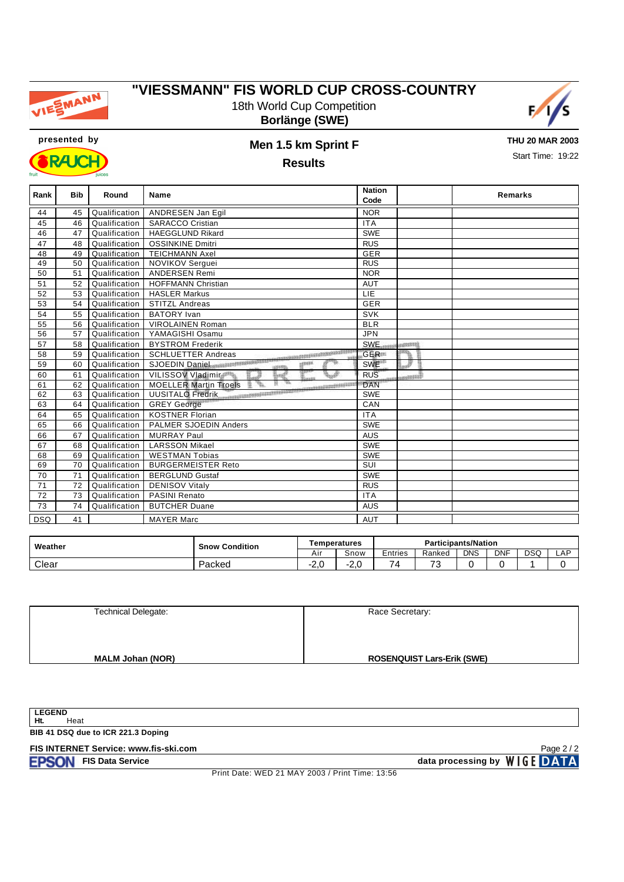# "VIESSMANN" FIS WORLD CUP CROSS-COUNTRY

18th World Cup Competition

**Borlänge (SWE)**

presented by

## Men 1.5 km Sprint F

## Results

**THU 20 MAR 2003**

Start Time: 19:22

| Rank | Bib | Round | Name | Nation Code | | Remarks |
|---|---|---|---|---|---|---|
| 44 | 45 | Qualification | ANDRESEN Jan Egil | NOR | | |
| 45 | 46 | Qualification | SARACCO Cristian | ITA | | |
| 46 | 47 | Qualification | HAEGGLUND Rikard | SWE | | |
| 47 | 48 | Qualification | OSSINKINE Dmitri | RUS | | |
| 48 | 49 | Qualification | TEICHMANN Axel | GER | | |
| 49 | 50 | Qualification | NOVIKOV Serguei | RUS | | |
| 50 | 51 | Qualification | ANDERSEN Remi | NOR | | |
| 51 | 52 | Qualification | HOFFMANN Christian | AUT | | |
| 52 | 53 | Qualification | HASLER Markus | LIE | | |
| 53 | 54 | Qualification | STITZL Andreas | GER | | |
| 54 | 55 | Qualification | BATORY Ivan | SVK | | |
| 55 | 56 | Qualification | VIROLAINEN Roman | BLR | | |
| 56 | 57 | Qualification | YAMAGISHI Osamu | JPN | | |
| 57 | 58 | Qualification | BYSTROM Frederik | SWE | | |
| 58 | 59 | Qualification | SCHLUETTER Andreas | GER | | |
| 59 | 60 | Qualification | SJOEDIN Daniel | SWE | | |
| 60 | 61 | Qualification | VILISSOV Vladimir | RUS | | |
| 61 | 62 | Qualification | MOELLER Martin Troels | DAN | | |
| 62 | 63 | Qualification | UUSITALO Fredrik | SWE | | |
| 63 | 64 | Qualification | GREY George | CAN | | |
| 64 | 65 | Qualification | KOSTNER Florian | ITA | | |
| 65 | 66 | Qualification | PALMER SJOEDIN Anders | SWE | | |
| 66 | 67 | Qualification | MURRAY Paul | AUS | | |
| 67 | 68 | Qualification | LARSSON Mikael | SWE | | |
| 68 | 69 | Qualification | WESTMAN Tobias | SWE | | |
| 69 | 70 | Qualification | BURGERMEISTER Reto | SUI | | |
| 70 | 71 | Qualification | BERGLUND Gustaf | SWE | | |
| 71 | 72 | Qualification | DENISOV Vitaly | RUS | | |
| 72 | 73 | Qualification | PASINI Renato | ITA | | |
| 73 | 74 | Qualification | BUTCHER Duane | AUS | | |
| DSQ | 41 | | MAYER Marc | AUT | | |

| Weather | Snow Condition | Temperatures | | Participants/Nation | | | | | |
|---|---|---|---|---|---|---|---|---|---|
| | | Air | Snow | Entries | Ranked | DNS | DNF | DSQ | LAP |
| Clear | Packed | -2,0 | -2,0 | 74 | 73 | 0 | 0 | 1 | 0 |

| Technical Delegate: | Race Secretary: |
|---|---|
| **MALM Johan (NOR)** | **ROSENQUIST Lars-Erik (SWE)** |

**LEGEND**
**Ht.** Heat

**BIB 41 DSQ due to ICR 221.3 Doping**

**FIS INTERNET Service: www.fis-ski.com**

**FIS Data Service** — data processing by WIGE DATA

Print Date: WED 21 MAY 2003 / Print Time: 13:56